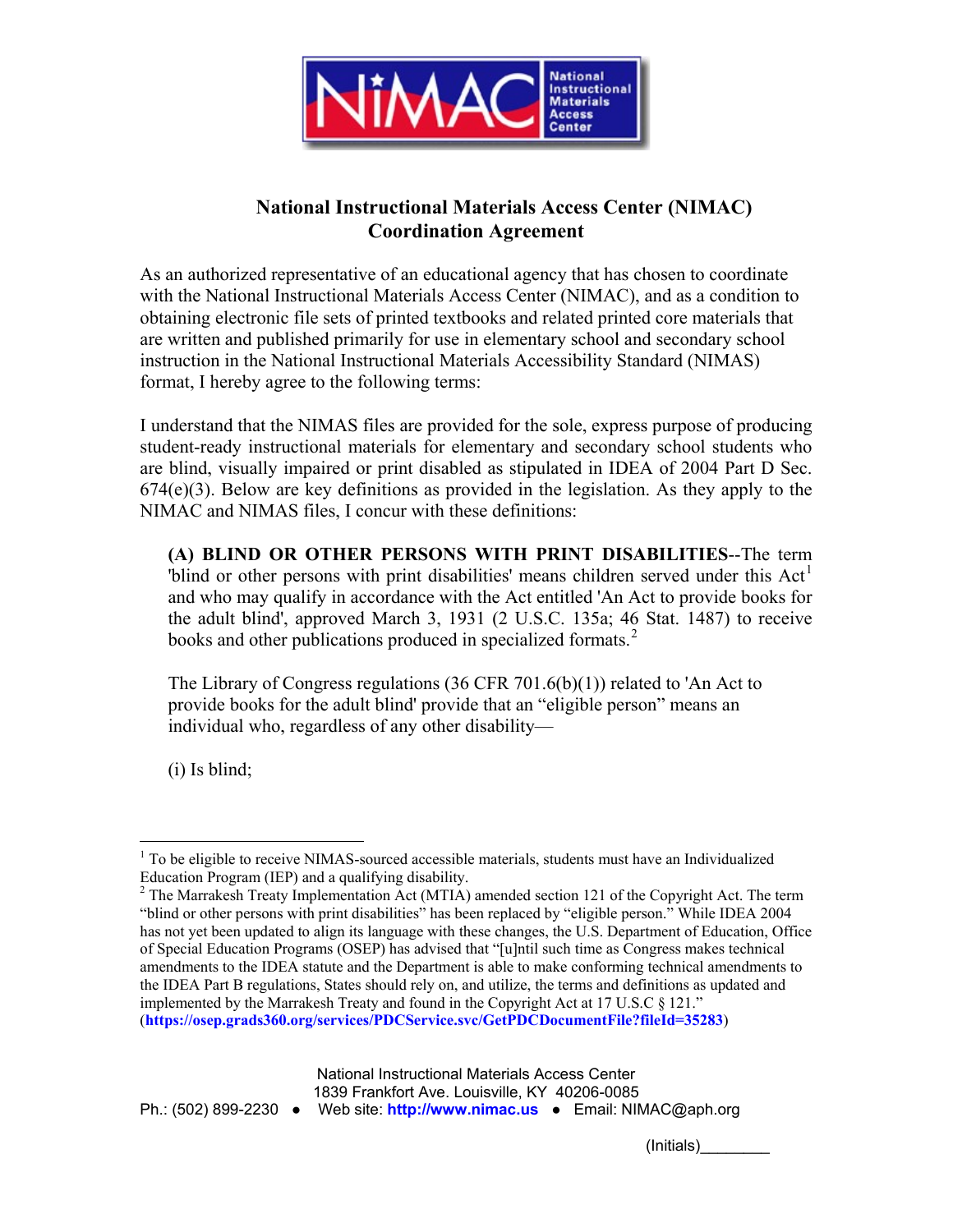# National Instructional Materials Access Center (NIMAC) Coordination Agreement

As an authorized representative of an educational agency that has chosen to coordinate with the National Instructional Materials Access Center (NIMAC), and as a condition to obtaining electronic file sets of printed textbooks and related printed core materials that are written and published primarily for use in elementary school and secondary school instruction in the National Instructional Materials Accessibility Standard (NIMAS) format, I hereby agree to the following terms:

I understand that the NIMAS files are provided for the sole, express purpose of producing student-ready instructional materials for elementary and secondary school students who are blind, visually impaired or print disabled as stipulated in IDEA of 2004 Part D Sec. 674(e)(3). Below are key definitions as provided in the legislation. As they apply to the NIMAC and NIMAS files, I concur with these definitions:

> **(A) BLIND OR OTHER PERSONS WITH PRINT DISABILITIES**--The term 'blind or other persons with print disabilities' means children served under this Act[1] and who may qualify in accordance with the Act entitled 'An Act to provide books for the adult blind', approved March 3, 1931 (2 U.S.C. 135a; 46 Stat. 1487) to receive books and other publications produced in specialized formats.[2]
>
> The Library of Congress regulations (36 CFR 701.6(b)(1)) related to 'An Act to provide books for the adult blind' provide that an "eligible person" means an individual who, regardless of any other disability—
>
> (i) Is blind;

---

[1] To be eligible to receive NIMAS-sourced accessible materials, students must have an Individualized Education Program (IEP) and a qualifying disability.

[2] The Marrakesh Treaty Implementation Act (MTIA) amended section 121 of the Copyright Act. The term "blind or other persons with print disabilities" has been replaced by "eligible person." While IDEA 2004 has not yet been updated to align its language with these changes, the U.S. Department of Education, Office of Special Education Programs (OSEP) has advised that "[u]ntil such time as Congress makes technical amendments to the IDEA statute and the Department is able to make conforming technical amendments to the IDEA Part B regulations, States should rely on, and utilize, the terms and definitions as updated and implemented by the Marrakesh Treaty and found in the Copyright Act at 17 U.S.C § 121." (**https://osep.grads360.org/services/PDCService.svc/GetPDCDocumentFile?fileId=35283**)

National Instructional Materials Access Center
1839 Frankfort Ave. Louisville, KY 40206-0085
Ph.: (502) 899-2230 ● Web site: **http://www.nimac.us** ● Email: NIMAC@aph.org

(Initials)________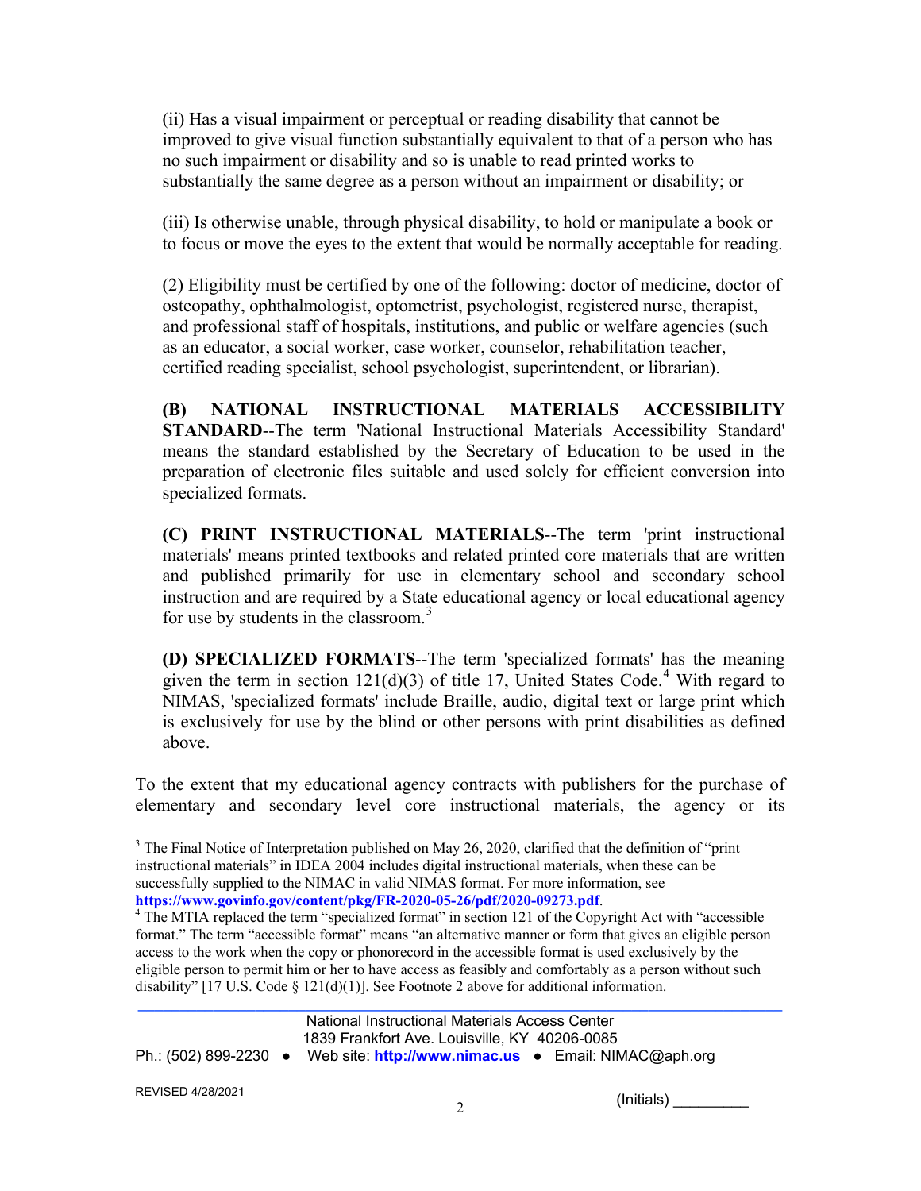(ii) Has a visual impairment or perceptual or reading disability that cannot be improved to give visual function substantially equivalent to that of a person who has no such impairment or disability and so is unable to read printed works to substantially the same degree as a person without an impairment or disability; or

(iii) Is otherwise unable, through physical disability, to hold or manipulate a book or to focus or move the eyes to the extent that would be normally acceptable for reading.

(2) Eligibility must be certified by one of the following: doctor of medicine, doctor of osteopathy, ophthalmologist, optometrist, psychologist, registered nurse, therapist, and professional staff of hospitals, institutions, and public or welfare agencies (such as an educator, a social worker, case worker, counselor, rehabilitation teacher, certified reading specialist, school psychologist, superintendent, or librarian).

**(B) NATIONAL INSTRUCTIONAL MATERIALS ACCESSIBILITY STANDARD**--The term 'National Instructional Materials Accessibility Standard' means the standard established by the Secretary of Education to be used in the preparation of electronic files suitable and used solely for efficient conversion into specialized formats.

**(C) PRINT INSTRUCTIONAL MATERIALS**--The term 'print instructional materials' means printed textbooks and related printed core materials that are written and published primarily for use in elementary school and secondary school instruction and are required by a State educational agency or local educational agency for use by students in the classroom.[3]

**(D) SPECIALIZED FORMATS**--The term 'specialized formats' has the meaning given the term in section 121(d)(3) of title 17, United States Code.[4] With regard to NIMAS, 'specialized formats' include Braille, audio, digital text or large print which is exclusively for use by the blind or other persons with print disabilities as defined above.

To the extent that my educational agency contracts with publishers for the purchase of elementary and secondary level core instructional materials, the agency or its

---

[3] The Final Notice of Interpretation published on May 26, 2020, clarified that the definition of "print instructional materials" in IDEA 2004 includes digital instructional materials, when these can be successfully supplied to the NIMAC in valid NIMAS format. For more information, see **https://www.govinfo.gov/content/pkg/FR-2020-05-26/pdf/2020-09273.pdf**.

[4] The MTIA replaced the term "specialized format" in section 121 of the Copyright Act with "accessible format." The term "accessible format" means "an alternative manner or form that gives an eligible person access to the work when the copy or phonorecord in the accessible format is used exclusively by the eligible person to permit him or her to have access as feasibly and comfortably as a person without such disability" [17 U.S. Code § 121(d)(1)]. See Footnote 2 above for additional information.

National Instructional Materials Access Center
1839 Frankfort Ave. Louisville, KY 40206-0085
Ph.: (502) 899-2230 ● Web site: **http://www.nimac.us** ● Email: NIMAC@aph.org

REVISED 4/28/2021

(Initials) _________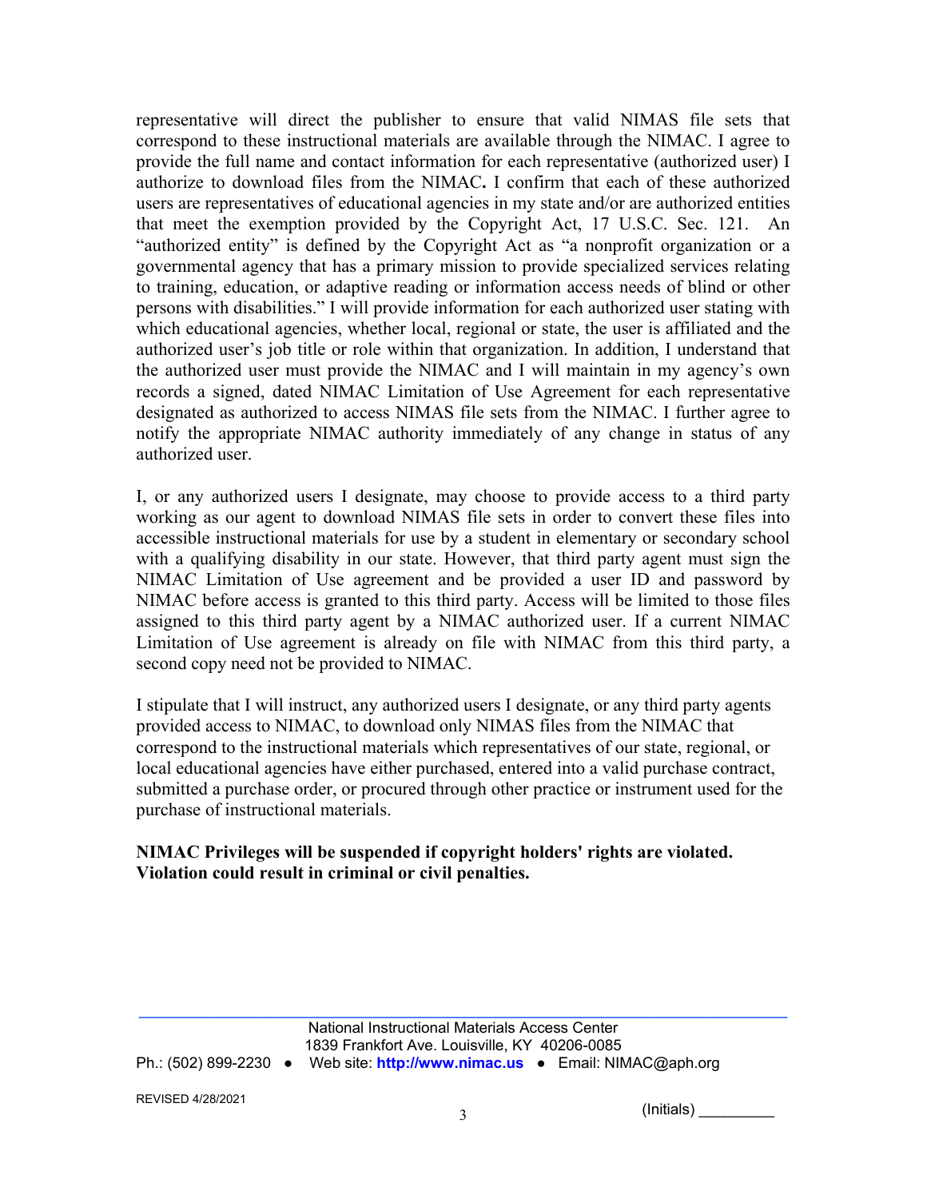representative will direct the publisher to ensure that valid NIMAS file sets that correspond to these instructional materials are available through the NIMAC. I agree to provide the full name and contact information for each representative (authorized user) I authorize to download files from the NIMAC**.** I confirm that each of these authorized users are representatives of educational agencies in my state and/or are authorized entities that meet the exemption provided by the Copyright Act, 17 U.S.C. Sec. 121. An "authorized entity" is defined by the Copyright Act as "a nonprofit organization or a governmental agency that has a primary mission to provide specialized services relating to training, education, or adaptive reading or information access needs of blind or other persons with disabilities." I will provide information for each authorized user stating with which educational agencies, whether local, regional or state, the user is affiliated and the authorized user's job title or role within that organization. In addition, I understand that the authorized user must provide the NIMAC and I will maintain in my agency's own records a signed, dated NIMAC Limitation of Use Agreement for each representative designated as authorized to access NIMAS file sets from the NIMAC. I further agree to notify the appropriate NIMAC authority immediately of any change in status of any authorized user.

I, or any authorized users I designate, may choose to provide access to a third party working as our agent to download NIMAS file sets in order to convert these files into accessible instructional materials for use by a student in elementary or secondary school with a qualifying disability in our state. However, that third party agent must sign the NIMAC Limitation of Use agreement and be provided a user ID and password by NIMAC before access is granted to this third party. Access will be limited to those files assigned to this third party agent by a NIMAC authorized user. If a current NIMAC Limitation of Use agreement is already on file with NIMAC from this third party, a second copy need not be provided to NIMAC.

I stipulate that I will instruct, any authorized users I designate, or any third party agents provided access to NIMAC, to download only NIMAS files from the NIMAC that correspond to the instructional materials which representatives of our state, regional, or local educational agencies have either purchased, entered into a valid purchase contract, submitted a purchase order, or procured through other practice or instrument used for the purchase of instructional materials.

**NIMAC Privileges will be suspended if copyright holders' rights are violated. Violation could result in criminal or civil penalties.**

National Instructional Materials Access Center
1839 Frankfort Ave. Louisville, KY 40206-0085
Ph.: (502) 899-2230 ● Web site: **http://www.nimac.us** ● Email: NIMAC@aph.org

REVISED 4/28/2021

(Initials) _________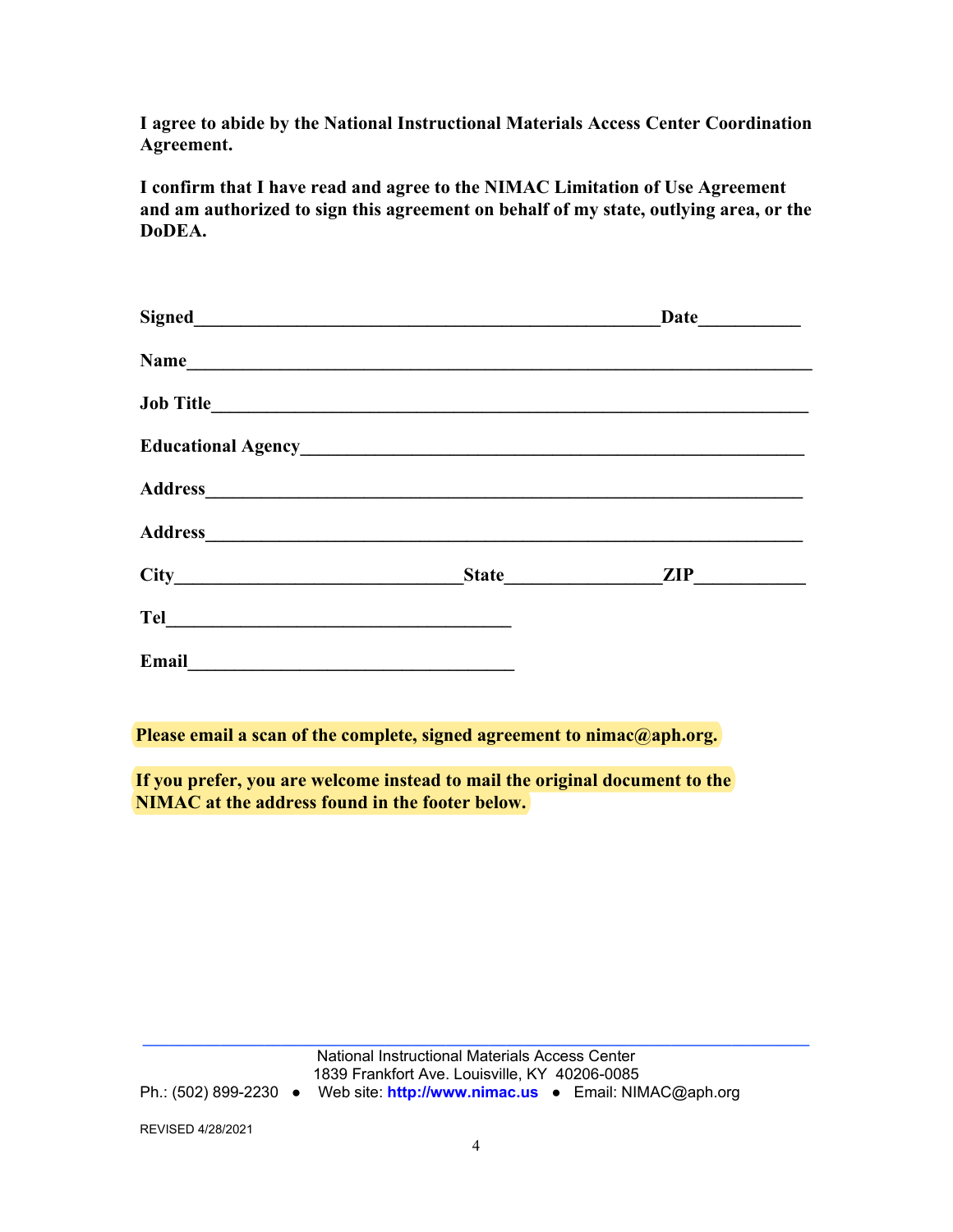**I agree to abide by the National Instructional Materials Access Center Coordination Agreement.**

**I confirm that I have read and agree to the NIMAC Limitation of Use Agreement and am authorized to sign this agreement on behalf of my state, outlying area, or the DoDEA.**

**Signed**_______________________________________________**Date**__________

**Name**____________________________________________________________

**Job Title**_________________________________________________________

**Educational Agency**________________________________________________

**Address**__________________________________________________________

**Address**__________________________________________________________

**City**____________________________**State**________________**ZIP**___________

**Tel**_____________________________________

**Email**___________________________________

**Please email a scan of the complete, signed agreement to nimac@aph.org.**

**If you prefer, you are welcome instead to mail the original document to the NIMAC at the address found in the footer below.**

National Instructional Materials Access Center
1839 Frankfort Ave. Louisville, KY 40206-0085
Ph.: (502) 899-2230 ● Web site: **http://www.nimac.us** ● Email: NIMAC@aph.org

REVISED 4/28/2021